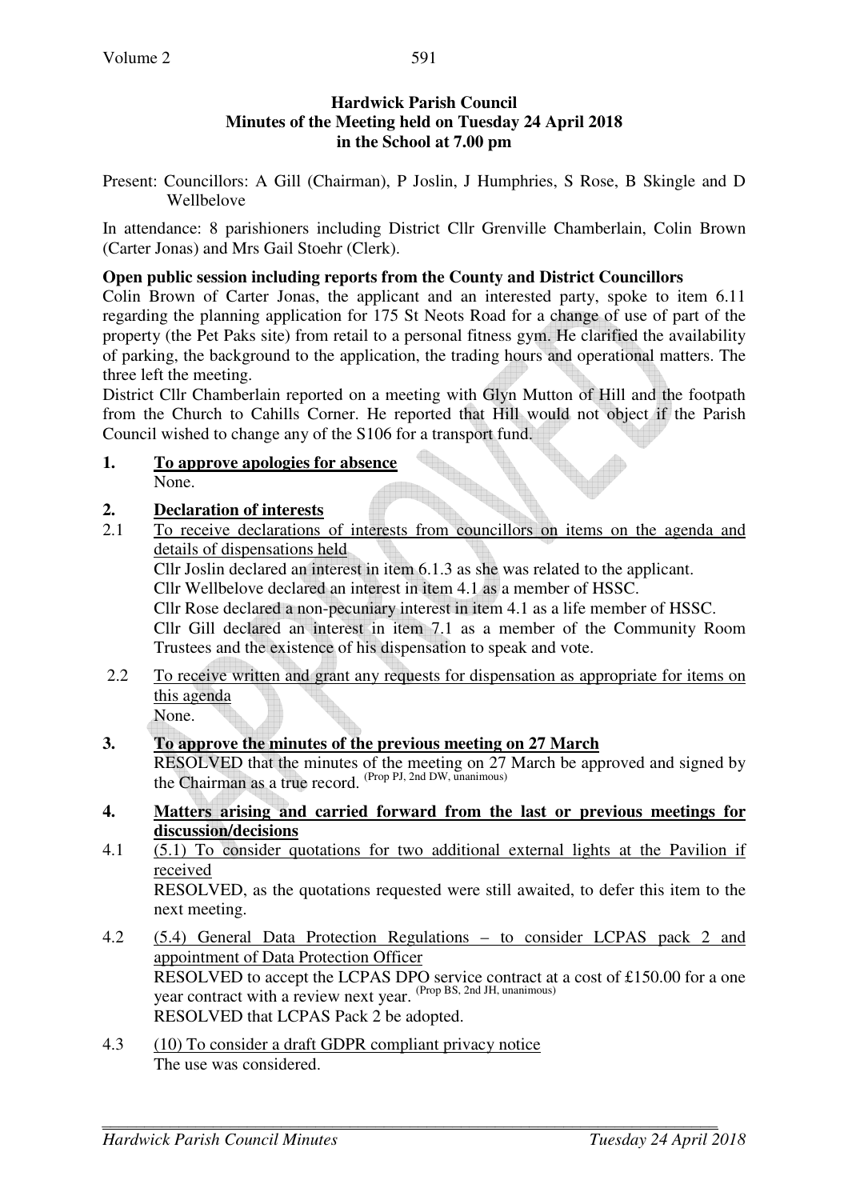**Hardwick Parish Council**
**Minutes of the Meeting held on Tuesday 24 April 2018**
**in the School at 7.00 pm**

Present: Councillors: A Gill (Chairman), P Joslin, J Humphries, S Rose, B Skingle and D Wellbelove

In attendance: 8 parishioners including District Cllr Grenville Chamberlain, Colin Brown (Carter Jonas) and Mrs Gail Stoehr (Clerk).

**Open public session including reports from the County and District Councillors**

Colin Brown of Carter Jonas, the applicant and an interested party, spoke to item 6.11 regarding the planning application for 175 St Neots Road for a change of use of part of the property (the Pet Paks site) from retail to a personal fitness gym. He clarified the availability of parking, the background to the application, the trading hours and operational matters. The three left the meeting.

District Cllr Chamberlain reported on a meeting with Glyn Mutton of Hill and the footpath from the Church to Cahills Corner. He reported that Hill would not object if the Parish Council wished to change any of the S106 for a transport fund.

**1. To approve apologies for absence**

None.

**2. Declaration of interests**

2.1 To receive declarations of interests from councillors on items on the agenda and details of dispensations held

Cllr Joslin declared an interest in item 6.1.3 as she was related to the applicant.
Cllr Wellbelove declared an interest in item 4.1 as a member of HSSC.
Cllr Rose declared a non-pecuniary interest in item 4.1 as a life member of HSSC.
Cllr Gill declared an interest in item 7.1 as a member of the Community Room Trustees and the existence of his dispensation to speak and vote.

2.2 To receive written and grant any requests for dispensation as appropriate for items on this agenda

None.

**3. To approve the minutes of the previous meeting on 27 March**

RESOLVED that the minutes of the meeting on 27 March be approved and signed by the Chairman as a true record. (Prop PJ, 2nd DW, unanimous)

**4. Matters arising and carried forward from the last or previous meetings for discussion/decisions**

4.1 (5.1) To consider quotations for two additional external lights at the Pavilion if received

RESOLVED, as the quotations requested were still awaited, to defer this item to the next meeting.

4.2 (5.4) General Data Protection Regulations – to consider LCPAS pack 2 and appointment of Data Protection Officer

RESOLVED to accept the LCPAS DPO service contract at a cost of £150.00 for a one year contract with a review next year. (Prop BS, 2nd JH, unanimous)
RESOLVED that LCPAS Pack 2 be adopted.

4.3 (10) To consider a draft GDPR compliant privacy notice

The use was considered.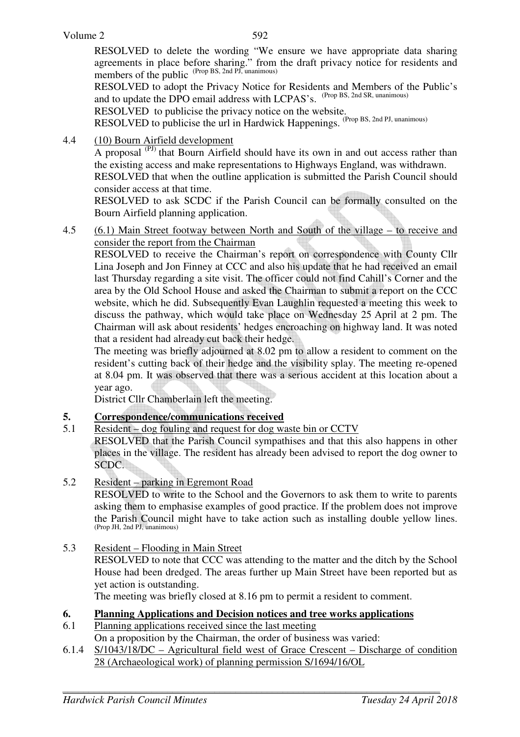RESOLVED to delete the wording "We ensure we have appropriate data sharing agreements in place before sharing." from the draft privacy notice for residents and members of the public (Prop BS, 2nd PJ, unanimous)

RESOLVED to adopt the Privacy Notice for Residents and Members of the Public's and to update the DPO email address with LCPAS's. (Prop BS, 2nd SR, unanimous)

RESOLVED to publicise the privacy notice on the website.

RESOLVED to publicise the url in Hardwick Happenings. (Prop BS, 2nd PJ, unanimous)

4.4 (10) Bourn Airfield development

A proposal (PJ) that Bourn Airfield should have its own in and out access rather than the existing access and make representations to Highways England, was withdrawn.

RESOLVED that when the outline application is submitted the Parish Council should consider access at that time.

RESOLVED to ask SCDC if the Parish Council can be formally consulted on the Bourn Airfield planning application.

4.5 (6.1) Main Street footway between North and South of the village – to receive and consider the report from the Chairman

RESOLVED to receive the Chairman's report on correspondence with County Cllr Lina Joseph and Jon Finney at CCC and also his update that he had received an email last Thursday regarding a site visit. The officer could not find Cahill's Corner and the area by the Old School House and asked the Chairman to submit a report on the CCC website, which he did. Subsequently Evan Laughlin requested a meeting this week to discuss the pathway, which would take place on Wednesday 25 April at 2 pm. The Chairman will ask about residents' hedges encroaching on highway land. It was noted that a resident had already cut back their hedge.

The meeting was briefly adjourned at 8.02 pm to allow a resident to comment on the resident's cutting back of their hedge and the visibility splay. The meeting re-opened at 8.04 pm. It was observed that there was a serious accident at this location about a year ago.

District Cllr Chamberlain left the meeting.

## 5. Correspondence/communications received

5.1 Resident – dog fouling and request for dog waste bin or CCTV

RESOLVED that the Parish Council sympathises and that this also happens in other places in the village. The resident has already been advised to report the dog owner to SCDC.

5.2 Resident – parking in Egremont Road

RESOLVED to write to the School and the Governors to ask them to write to parents asking them to emphasise examples of good practice. If the problem does not improve the Parish Council might have to take action such as installing double yellow lines. (Prop JH, 2nd PJ, unanimous)

5.3 Resident – Flooding in Main Street

RESOLVED to note that CCC was attending to the matter and the ditch by the School House had been dredged. The areas further up Main Street have been reported but as yet action is outstanding.

The meeting was briefly closed at 8.16 pm to permit a resident to comment.

## 6. Planning Applications and Decision notices and tree works applications

6.1 Planning applications received since the last meeting

On a proposition by the Chairman, the order of business was varied:

6.1.4 S/1043/18/DC – Agricultural field west of Grace Crescent – Discharge of condition 28 (Archaeological work) of planning permission S/1694/16/OL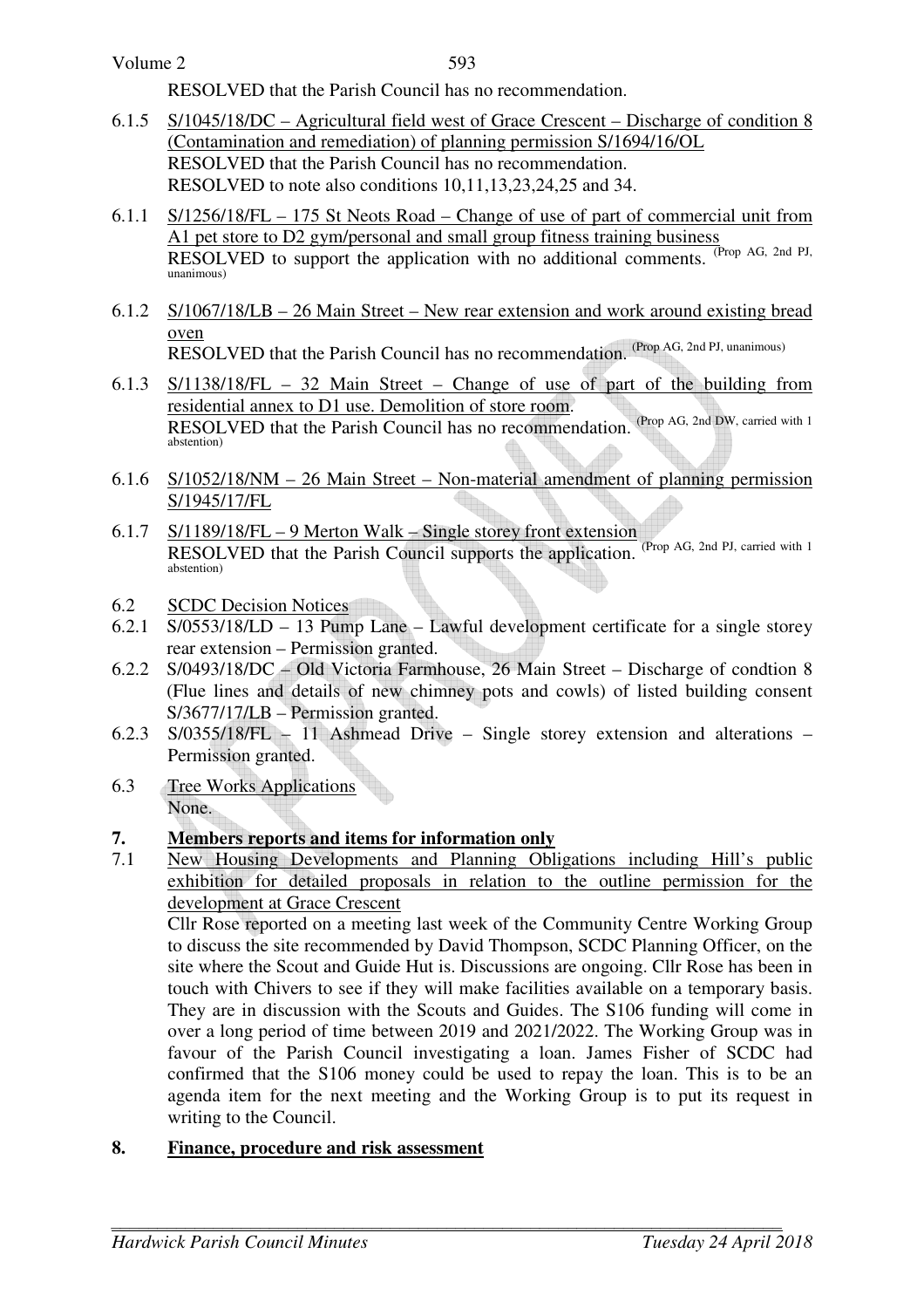RESOLVED that the Parish Council has no recommendation.

6.1.5 S/1045/18/DC – Agricultural field west of Grace Crescent – Discharge of condition 8 (Contamination and remediation) of planning permission S/1694/16/OL
RESOLVED that the Parish Council has no recommendation.
RESOLVED to note also conditions 10,11,13,23,24,25 and 34.

6.1.1 S/1256/18/FL – 175 St Neots Road – Change of use of part of commercial unit from A1 pet store to D2 gym/personal and small group fitness training business
RESOLVED to support the application with no additional comments. (Prop AG, 2nd PJ, unanimous)

6.1.2 S/1067/18/LB – 26 Main Street – New rear extension and work around existing bread oven
RESOLVED that the Parish Council has no recommendation. (Prop AG, 2nd PJ, unanimous)

6.1.3 S/1138/18/FL – 32 Main Street – Change of use of part of the building from residential annex to D1 use. Demolition of store room.
RESOLVED that the Parish Council has no recommendation. (Prop AG, 2nd DW, carried with 1 abstention)

6.1.6 S/1052/18/NM – 26 Main Street – Non-material amendment of planning permission S/1945/17/FL

6.1.7 S/1189/18/FL – 9 Merton Walk – Single storey front extension
RESOLVED that the Parish Council supports the application. (Prop AG, 2nd PJ, carried with 1 abstention)

6.2 SCDC Decision Notices

6.2.1 S/0553/18/LD – 13 Pump Lane – Lawful development certificate for a single storey rear extension – Permission granted.

6.2.2 S/0493/18/DC – Old Victoria Farmhouse, 26 Main Street – Discharge of condtion 8 (Flue lines and details of new chimney pots and cowls) of listed building consent S/3677/17/LB – Permission granted.

6.2.3 S/0355/18/FL – 11 Ashmead Drive – Single storey extension and alterations – Permission granted.

6.3 Tree Works Applications
None.

## 7. Members reports and items for information only

7.1 New Housing Developments and Planning Obligations including Hill's public exhibition for detailed proposals in relation to the outline permission for the development at Grace Crescent

Cllr Rose reported on a meeting last week of the Community Centre Working Group to discuss the site recommended by David Thompson, SCDC Planning Officer, on the site where the Scout and Guide Hut is. Discussions are ongoing. Cllr Rose has been in touch with Chivers to see if they will make facilities available on a temporary basis. They are in discussion with the Scouts and Guides. The S106 funding will come in over a long period of time between 2019 and 2021/2022. The Working Group was in favour of the Parish Council investigating a loan. James Fisher of SCDC had confirmed that the S106 money could be used to repay the loan. This is to be an agenda item for the next meeting and the Working Group is to put its request in writing to the Council.

## 8. Finance, procedure and risk assessment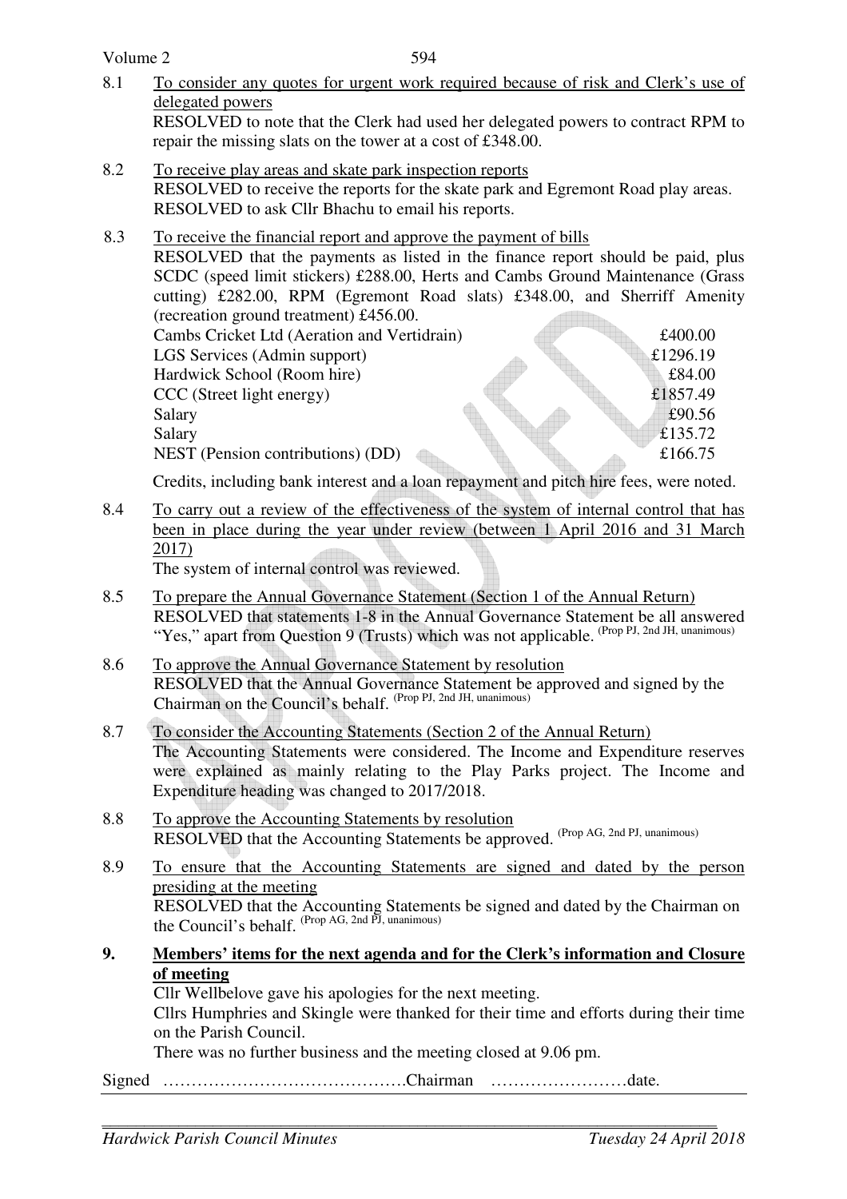8.1 To consider any quotes for urgent work required because of risk and Clerk's use of delegated powers

RESOLVED to note that the Clerk had used her delegated powers to contract RPM to repair the missing slats on the tower at a cost of £348.00.

8.2 To receive play areas and skate park inspection reports

RESOLVED to receive the reports for the skate park and Egremont Road play areas. RESOLVED to ask Cllr Bhachu to email his reports.

8.3 To receive the financial report and approve the payment of bills

RESOLVED that the payments as listed in the finance report should be paid, plus SCDC (speed limit stickers) £288.00, Herts and Cambs Ground Maintenance (Grass cutting) £282.00, RPM (Egremont Road slats) £348.00, and Sherriff Amenity (recreation ground treatment) £456.00.

| | |
|---|---|
| Cambs Cricket Ltd (Aeration and Vertidrain) | £400.00 |
| LGS Services (Admin support) | £1296.19 |
| Hardwick School (Room hire) | £84.00 |
| CCC (Street light energy) | £1857.49 |
| Salary | £90.56 |
| Salary | £135.72 |
| NEST (Pension contributions) (DD) | £166.75 |

Credits, including bank interest and a loan repayment and pitch hire fees, were noted.

8.4 To carry out a review of the effectiveness of the system of internal control that has been in place during the year under review (between 1 April 2016 and 31 March 2017)

The system of internal control was reviewed.

8.5 To prepare the Annual Governance Statement (Section 1 of the Annual Return)

RESOLVED that statements 1-8 in the Annual Governance Statement be all answered "Yes," apart from Question 9 (Trusts) which was not applicable. (Prop PJ, 2nd JH, unanimous)

8.6 To approve the Annual Governance Statement by resolution

RESOLVED that the Annual Governance Statement be approved and signed by the Chairman on the Council's behalf. (Prop PJ, 2nd JH, unanimous)

8.7 To consider the Accounting Statements (Section 2 of the Annual Return)

The Accounting Statements were considered. The Income and Expenditure reserves were explained as mainly relating to the Play Parks project. The Income and Expenditure heading was changed to 2017/2018.

8.8 To approve the Accounting Statements by resolution

RESOLVED that the Accounting Statements be approved. (Prop AG, 2nd PJ, unanimous)

8.9 To ensure that the Accounting Statements are signed and dated by the person presiding at the meeting

RESOLVED that the Accounting Statements be signed and dated by the Chairman on the Council's behalf. (Prop AG, 2nd PJ, unanimous)

## 9. Members' items for the next agenda and for the Clerk's information and Closure of meeting

Cllr Wellbelove gave his apologies for the next meeting.

Cllrs Humphries and Skingle were thanked for their time and efforts during their time on the Parish Council.

There was no further business and the meeting closed at 9.06 pm.

Signed …………………………………….Chairman ……………………date.